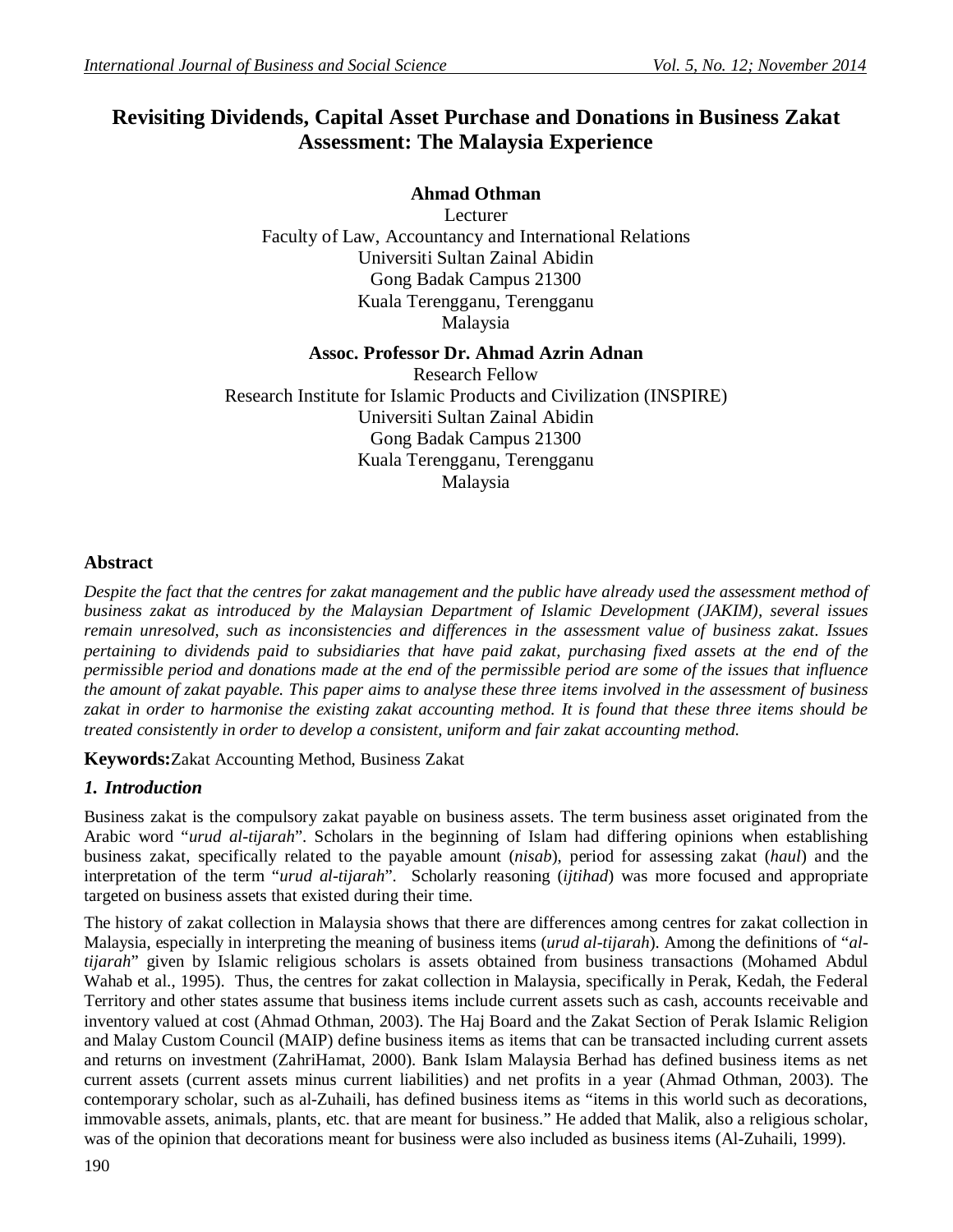# Revisiting Dividends, Capital Asset Purchase and Donations in Business Zakat Assessment: The Malaysia Experience

**Ahmad Othman**
Lecturer
Faculty of Law, Accountancy and International Relations
Universiti Sultan Zainal Abidin
Gong Badak Campus 21300
Kuala Terengganu, Terengganu
Malaysia

**Assoc. Professor Dr. Ahmad Azrin Adnan**
Research Fellow
Research Institute for Islamic Products and Civilization (INSPIRE)
Universiti Sultan Zainal Abidin
Gong Badak Campus 21300
Kuala Terengganu, Terengganu
Malaysia

## Abstract

*Despite the fact that the centres for zakat management and the public have already used the assessment method of business zakat as introduced by the Malaysian Department of Islamic Development (JAKIM), several issues remain unresolved, such as inconsistencies and differences in the assessment value of business zakat. Issues pertaining to dividends paid to subsidiaries that have paid zakat, purchasing fixed assets at the end of the permissible period and donations made at the end of the permissible period are some of the issues that influence the amount of zakat payable. This paper aims to analyse these three items involved in the assessment of business zakat in order to harmonise the existing zakat accounting method. It is found that these three items should be treated consistently in order to develop a consistent, uniform and fair zakat accounting method.*

**Keywords:** Zakat Accounting Method, Business Zakat

## *1. Introduction*

Business zakat is the compulsory zakat payable on business assets. The term business asset originated from the Arabic word "*urud al-tijarah*". Scholars in the beginning of Islam had differing opinions when establishing business zakat, specifically related to the payable amount (*nisab*), period for assessing zakat (*haul*) and the interpretation of the term "*urud al-tijarah*". Scholarly reasoning (*ijtihad*) was more focused and appropriate targeted on business assets that existed during their time.

The history of zakat collection in Malaysia shows that there are differences among centres for zakat collection in Malaysia, especially in interpreting the meaning of business items (*urud al-tijarah*). Among the definitions of "*al-tijarah*" given by Islamic religious scholars is assets obtained from business transactions (Mohamed Abdul Wahab et al., 1995). Thus, the centres for zakat collection in Malaysia, specifically in Perak, Kedah, the Federal Territory and other states assume that business items include current assets such as cash, accounts receivable and inventory valued at cost (Ahmad Othman, 2003). The Haj Board and the Zakat Section of Perak Islamic Religion and Malay Custom Council (MAIP) define business items as items that can be transacted including current assets and returns on investment (ZahriHamat, 2000). Bank Islam Malaysia Berhad has defined business items as net current assets (current assets minus current liabilities) and net profits in a year (Ahmad Othman, 2003). The contemporary scholar, such as al-Zuhaili, has defined business items as "items in this world such as decorations, immovable assets, animals, plants, etc. that are meant for business." He added that Malik, also a religious scholar, was of the opinion that decorations meant for business were also included as business items (Al-Zuhaili, 1999).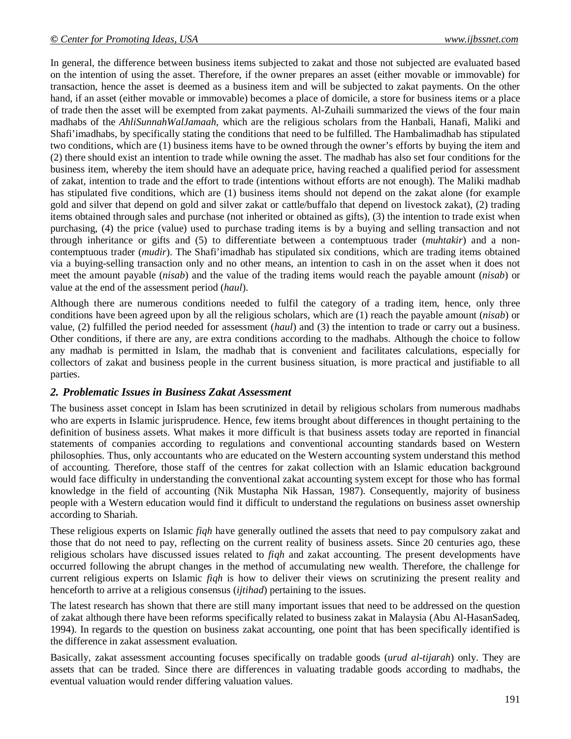In general, the difference between business items subjected to zakat and those not subjected are evaluated based on the intention of using the asset. Therefore, if the owner prepares an asset (either movable or immovable) for transaction, hence the asset is deemed as a business item and will be subjected to zakat payments. On the other hand, if an asset (either movable or immovable) becomes a place of domicile, a store for business items or a place of trade then the asset will be exempted from zakat payments. Al-Zuhaili summarized the views of the four main madhabs of the *AhliSunnahWalJamaah*, which are the religious scholars from the Hanbali, Hanafi, Maliki and Shafi'imadhabs, by specifically stating the conditions that need to be fulfilled. The Hambalimadhab has stipulated two conditions, which are (1) business items have to be owned through the owner's efforts by buying the item and (2) there should exist an intention to trade while owning the asset. The madhab has also set four conditions for the business item, whereby the item should have an adequate price, having reached a qualified period for assessment of zakat, intention to trade and the effort to trade (intentions without efforts are not enough). The Maliki madhab has stipulated five conditions, which are (1) business items should not depend on the zakat alone (for example gold and silver that depend on gold and silver zakat or cattle/buffalo that depend on livestock zakat), (2) trading items obtained through sales and purchase (not inherited or obtained as gifts), (3) the intention to trade exist when purchasing, (4) the price (value) used to purchase trading items is by a buying and selling transaction and not through inheritance or gifts and (5) to differentiate between a contemptuous trader (*muhtakir*) and a non-contemptuous trader (*mudir*). The Shafi'imadhab has stipulated six conditions, which are trading items obtained via a buying-selling transaction only and no other means, an intention to cash in on the asset when it does not meet the amount payable (*nisab*) and the value of the trading items would reach the payable amount (*nisab*) or value at the end of the assessment period (*haul*).

Although there are numerous conditions needed to fulfil the category of a trading item, hence, only three conditions have been agreed upon by all the religious scholars, which are (1) reach the payable amount (*nisab*) or value, (2) fulfilled the period needed for assessment (*haul*) and (3) the intention to trade or carry out a business. Other conditions, if there are any, are extra conditions according to the madhabs. Although the choice to follow any madhab is permitted in Islam, the madhab that is convenient and facilitates calculations, especially for collectors of zakat and business people in the current business situation, is more practical and justifiable to all parties.

## *2. Problematic Issues in Business Zakat Assessment*

The business asset concept in Islam has been scrutinized in detail by religious scholars from numerous madhabs who are experts in Islamic jurisprudence. Hence, few items brought about differences in thought pertaining to the definition of business assets. What makes it more difficult is that business assets today are reported in financial statements of companies according to regulations and conventional accounting standards based on Western philosophies. Thus, only accountants who are educated on the Western accounting system understand this method of accounting. Therefore, those staff of the centres for zakat collection with an Islamic education background would face difficulty in understanding the conventional zakat accounting system except for those who has formal knowledge in the field of accounting (Nik Mustapha Nik Hassan, 1987). Consequently, majority of business people with a Western education would find it difficult to understand the regulations on business asset ownership according to Shariah.

These religious experts on Islamic *fiqh* have generally outlined the assets that need to pay compulsory zakat and those that do not need to pay, reflecting on the current reality of business assets. Since 20 centuries ago, these religious scholars have discussed issues related to *fiqh* and zakat accounting. The present developments have occurred following the abrupt changes in the method of accumulating new wealth. Therefore, the challenge for current religious experts on Islamic *fiqh* is how to deliver their views on scrutinizing the present reality and henceforth to arrive at a religious consensus (*ijtihad*) pertaining to the issues.

The latest research has shown that there are still many important issues that need to be addressed on the question of zakat although there have been reforms specifically related to business zakat in Malaysia (Abu Al-HasanSadeq, 1994). In regards to the question on business zakat accounting, one point that has been specifically identified is the difference in zakat assessment evaluation.

Basically, zakat assessment accounting focuses specifically on tradable goods (*urud al-tijarah*) only. They are assets that can be traded. Since there are differences in valuating tradable goods according to madhabs, the eventual valuation would render differing valuation values.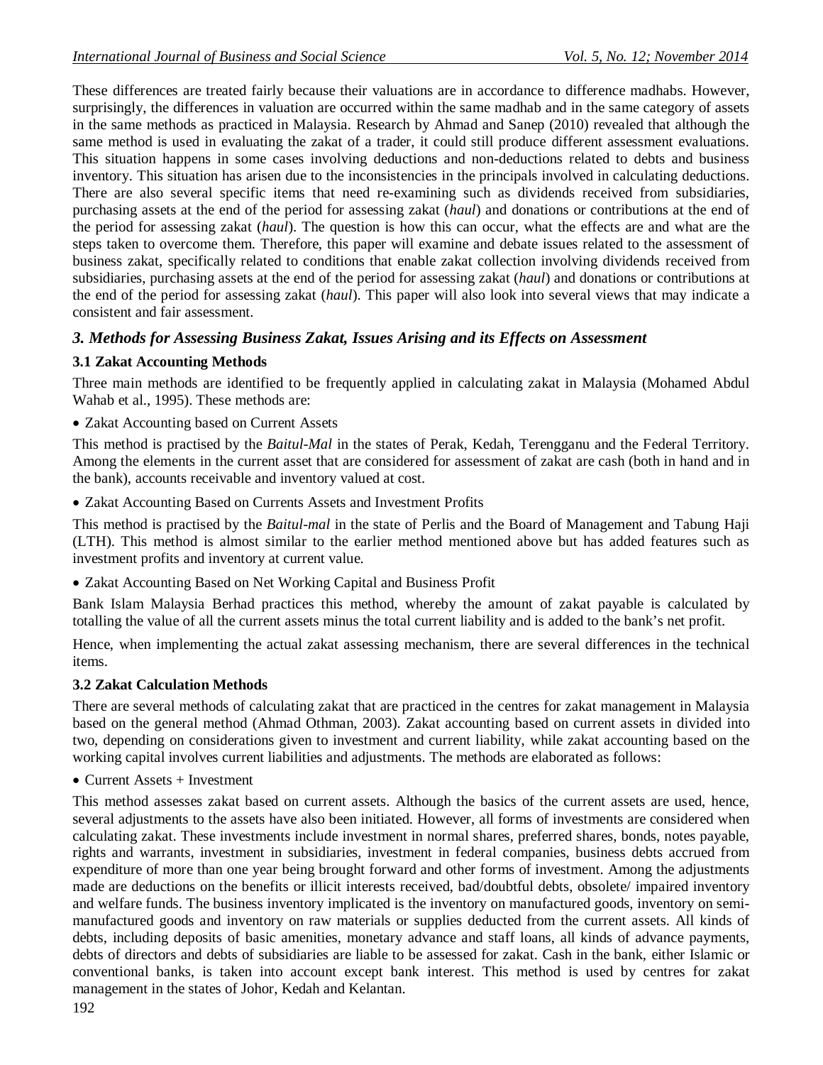These differences are treated fairly because their valuations are in accordance to difference madhabs. However, surprisingly, the differences in valuation are occurred within the same madhab and in the same category of assets in the same methods as practiced in Malaysia. Research by Ahmad and Sanep (2010) revealed that although the same method is used in evaluating the zakat of a trader, it could still produce different assessment evaluations. This situation happens in some cases involving deductions and non-deductions related to debts and business inventory. This situation has arisen due to the inconsistencies in the principals involved in calculating deductions. There are also several specific items that need re-examining such as dividends received from subsidiaries, purchasing assets at the end of the period for assessing zakat (*haul*) and donations or contributions at the end of the period for assessing zakat (*haul*). The question is how this can occur, what the effects are and what are the steps taken to overcome them. Therefore, this paper will examine and debate issues related to the assessment of business zakat, specifically related to conditions that enable zakat collection involving dividends received from subsidiaries, purchasing assets at the end of the period for assessing zakat (*haul*) and donations or contributions at the end of the period for assessing zakat (*haul*). This paper will also look into several views that may indicate a consistent and fair assessment.

## *3. Methods for Assessing Business Zakat, Issues Arising and its Effects on Assessment*

### 3.1 Zakat Accounting Methods

Three main methods are identified to be frequently applied in calculating zakat in Malaysia (Mohamed Abdul Wahab et al., 1995). These methods are:

- Zakat Accounting based on Current Assets

This method is practised by the *Baitul-Mal* in the states of Perak, Kedah, Terengganu and the Federal Territory. Among the elements in the current asset that are considered for assessment of zakat are cash (both in hand and in the bank), accounts receivable and inventory valued at cost.

- Zakat Accounting Based on Currents Assets and Investment Profits

This method is practised by the *Baitul-mal* in the state of Perlis and the Board of Management and Tabung Haji (LTH). This method is almost similar to the earlier method mentioned above but has added features such as investment profits and inventory at current value.

- Zakat Accounting Based on Net Working Capital and Business Profit

Bank Islam Malaysia Berhad practices this method, whereby the amount of zakat payable is calculated by totalling the value of all the current assets minus the total current liability and is added to the bank's net profit.

Hence, when implementing the actual zakat assessing mechanism, there are several differences in the technical items.

### 3.2 Zakat Calculation Methods

There are several methods of calculating zakat that are practiced in the centres for zakat management in Malaysia based on the general method (Ahmad Othman, 2003). Zakat accounting based on current assets in divided into two, depending on considerations given to investment and current liability, while zakat accounting based on the working capital involves current liabilities and adjustments. The methods are elaborated as follows:

- Current Assets + Investment

This method assesses zakat based on current assets. Although the basics of the current assets are used, hence, several adjustments to the assets have also been initiated. However, all forms of investments are considered when calculating zakat. These investments include investment in normal shares, preferred shares, bonds, notes payable, rights and warrants, investment in subsidiaries, investment in federal companies, business debts accrued from expenditure of more than one year being brought forward and other forms of investment. Among the adjustments made are deductions on the benefits or illicit interests received, bad/doubtful debts, obsolete/ impaired inventory and welfare funds. The business inventory implicated is the inventory on manufactured goods, inventory on semi-manufactured goods and inventory on raw materials or supplies deducted from the current assets. All kinds of debts, including deposits of basic amenities, monetary advance and staff loans, all kinds of advance payments, debts of directors and debts of subsidiaries are liable to be assessed for zakat. Cash in the bank, either Islamic or conventional banks, is taken into account except bank interest. This method is used by centres for zakat management in the states of Johor, Kedah and Kelantan.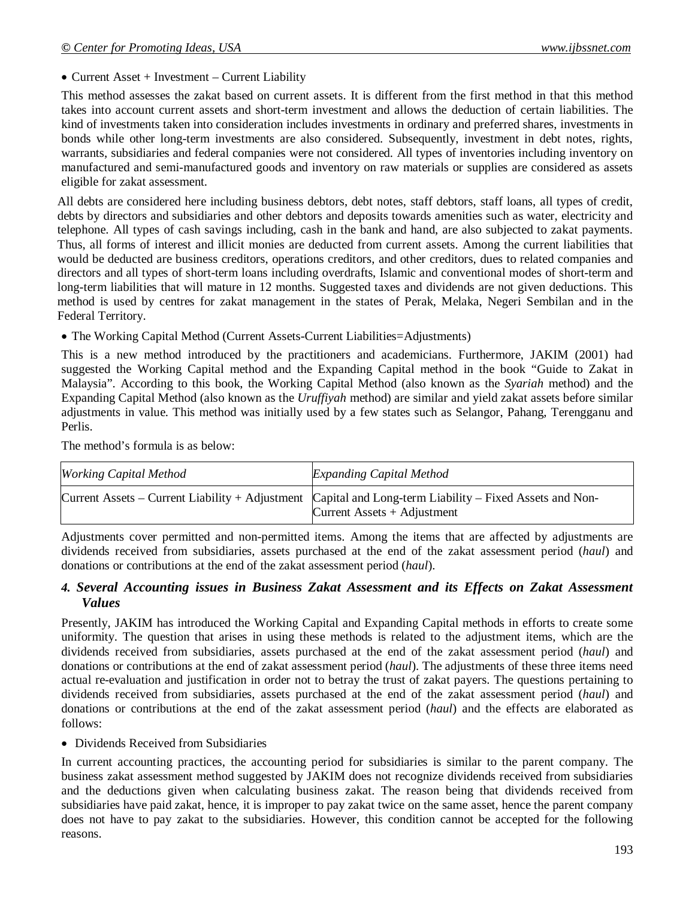- Current Asset + Investment – Current Liability

This method assesses the zakat based on current assets. It is different from the first method in that this method takes into account current assets and short-term investment and allows the deduction of certain liabilities. The kind of investments taken into consideration includes investments in ordinary and preferred shares, investments in bonds while other long-term investments are also considered. Subsequently, investment in debt notes, rights, warrants, subsidiaries and federal companies were not considered. All types of inventories including inventory on manufactured and semi-manufactured goods and inventory on raw materials or supplies are considered as assets eligible for zakat assessment.

All debts are considered here including business debtors, debt notes, staff debtors, staff loans, all types of credit, debts by directors and subsidiaries and other debtors and deposits towards amenities such as water, electricity and telephone. All types of cash savings including, cash in the bank and hand, are also subjected to zakat payments. Thus, all forms of interest and illicit monies are deducted from current assets. Among the current liabilities that would be deducted are business creditors, operations creditors, and other creditors, dues to related companies and directors and all types of short-term loans including overdrafts, Islamic and conventional modes of short-term and long-term liabilities that will mature in 12 months. Suggested taxes and dividends are not given deductions. This method is used by centres for zakat management in the states of Perak, Melaka, Negeri Sembilan and in the Federal Territory.

- The Working Capital Method (Current Assets-Current Liabilities=Adjustments)

This is a new method introduced by the practitioners and academicians. Furthermore, JAKIM (2001) had suggested the Working Capital method and the Expanding Capital method in the book "Guide to Zakat in Malaysia". According to this book, the Working Capital Method (also known as the *Syariah* method) and the Expanding Capital Method (also known as the *Uruffiyah* method) are similar and yield zakat assets before similar adjustments in value. This method was initially used by a few states such as Selangor, Pahang, Terengganu and Perlis.

The method's formula is as below:

| *Working Capital Method* | *Expanding Capital Method* |
|---|---|
| Current Assets – Current Liability + Adjustment | Capital and Long-term Liability – Fixed Assets and Non-Current Assets + Adjustment |

Adjustments cover permitted and non-permitted items. Among the items that are affected by adjustments are dividends received from subsidiaries, assets purchased at the end of the zakat assessment period (*haul*) and donations or contributions at the end of the zakat assessment period (*haul*).

### *4. Several Accounting issues in Business Zakat Assessment and its Effects on Zakat Assessment Values*

Presently, JAKIM has introduced the Working Capital and Expanding Capital methods in efforts to create some uniformity. The question that arises in using these methods is related to the adjustment items, which are the dividends received from subsidiaries, assets purchased at the end of the zakat assessment period (*haul*) and donations or contributions at the end of zakat assessment period (*haul*). The adjustments of these three items need actual re-evaluation and justification in order not to betray the trust of zakat payers. The questions pertaining to dividends received from subsidiaries, assets purchased at the end of the zakat assessment period (*haul*) and donations or contributions at the end of the zakat assessment period (*haul*) and the effects are elaborated as follows:

- Dividends Received from Subsidiaries

In current accounting practices, the accounting period for subsidiaries is similar to the parent company. The business zakat assessment method suggested by JAKIM does not recognize dividends received from subsidiaries and the deductions given when calculating business zakat. The reason being that dividends received from subsidiaries have paid zakat, hence, it is improper to pay zakat twice on the same asset, hence the parent company does not have to pay zakat to the subsidiaries. However, this condition cannot be accepted for the following reasons.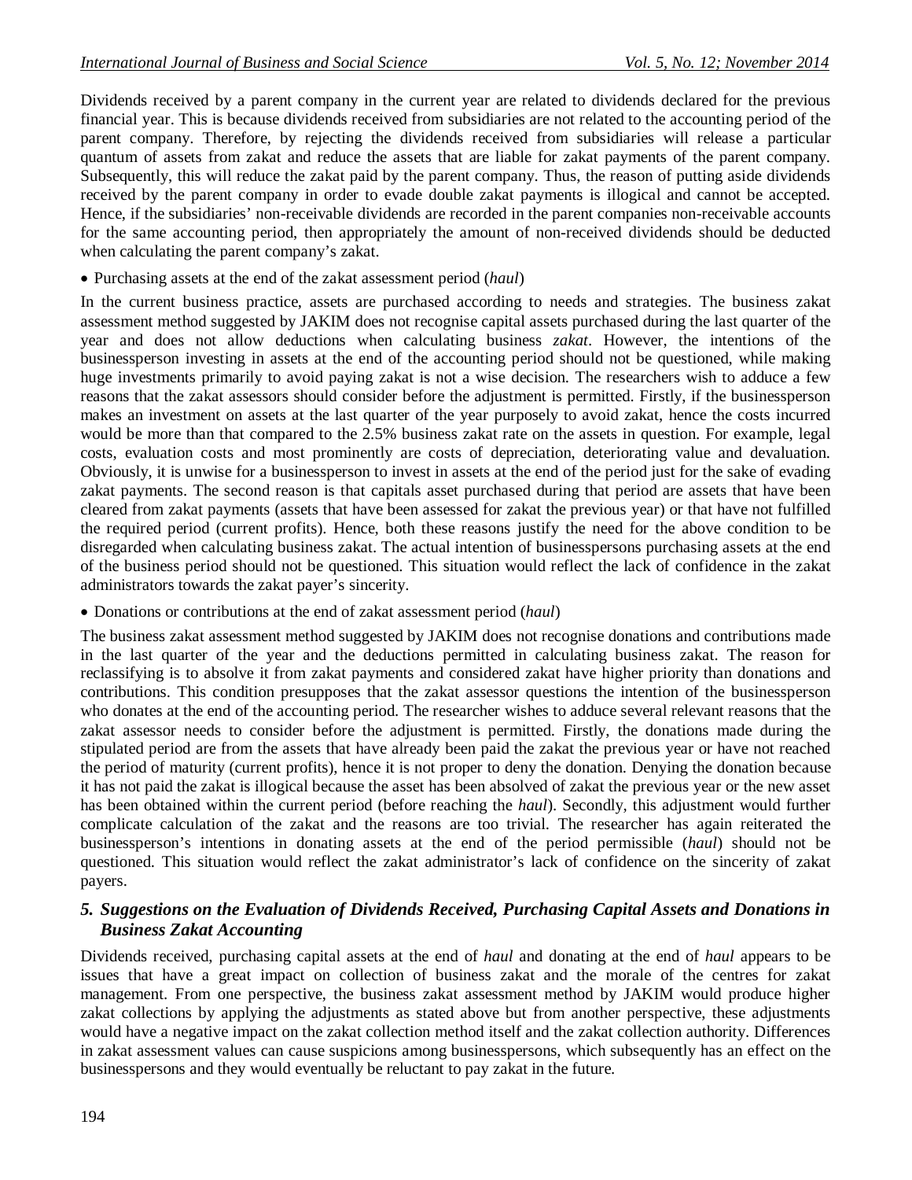Dividends received by a parent company in the current year are related to dividends declared for the previous financial year. This is because dividends received from subsidiaries are not related to the accounting period of the parent company. Therefore, by rejecting the dividends received from subsidiaries will release a particular quantum of assets from zakat and reduce the assets that are liable for zakat payments of the parent company. Subsequently, this will reduce the zakat paid by the parent company. Thus, the reason of putting aside dividends received by the parent company in order to evade double zakat payments is illogical and cannot be accepted. Hence, if the subsidiaries' non-receivable dividends are recorded in the parent companies non-receivable accounts for the same accounting period, then appropriately the amount of non-received dividends should be deducted when calculating the parent company's zakat.

- Purchasing assets at the end of the zakat assessment period (*haul*)

In the current business practice, assets are purchased according to needs and strategies. The business zakat assessment method suggested by JAKIM does not recognise capital assets purchased during the last quarter of the year and does not allow deductions when calculating business *zakat*. However, the intentions of the businessperson investing in assets at the end of the accounting period should not be questioned, while making huge investments primarily to avoid paying zakat is not a wise decision. The researchers wish to adduce a few reasons that the zakat assessors should consider before the adjustment is permitted. Firstly, if the businessperson makes an investment on assets at the last quarter of the year purposely to avoid zakat, hence the costs incurred would be more than that compared to the 2.5% business zakat rate on the assets in question. For example, legal costs, evaluation costs and most prominently are costs of depreciation, deteriorating value and devaluation. Obviously, it is unwise for a businessperson to invest in assets at the end of the period just for the sake of evading zakat payments. The second reason is that capitals asset purchased during that period are assets that have been cleared from zakat payments (assets that have been assessed for zakat the previous year) or that have not fulfilled the required period (current profits). Hence, both these reasons justify the need for the above condition to be disregarded when calculating business zakat. The actual intention of businesspersons purchasing assets at the end of the business period should not be questioned. This situation would reflect the lack of confidence in the zakat administrators towards the zakat payer's sincerity.

- Donations or contributions at the end of zakat assessment period (*haul*)

The business zakat assessment method suggested by JAKIM does not recognise donations and contributions made in the last quarter of the year and the deductions permitted in calculating business zakat. The reason for reclassifying is to absolve it from zakat payments and considered zakat have higher priority than donations and contributions. This condition presupposes that the zakat assessor questions the intention of the businessperson who donates at the end of the accounting period. The researcher wishes to adduce several relevant reasons that the zakat assessor needs to consider before the adjustment is permitted. Firstly, the donations made during the stipulated period are from the assets that have already been paid the zakat the previous year or have not reached the period of maturity (current profits), hence it is not proper to deny the donation. Denying the donation because it has not paid the zakat is illogical because the asset has been absolved of zakat the previous year or the new asset has been obtained within the current period (before reaching the *haul*). Secondly, this adjustment would further complicate calculation of the zakat and the reasons are too trivial. The researcher has again reiterated the businessperson's intentions in donating assets at the end of the period permissible (*haul*) should not be questioned. This situation would reflect the zakat administrator's lack of confidence on the sincerity of zakat payers.

## 5. Suggestions on the Evaluation of Dividends Received, Purchasing Capital Assets and Donations in Business Zakat Accounting

Dividends received, purchasing capital assets at the end of *haul* and donating at the end of *haul* appears to be issues that have a great impact on collection of business zakat and the morale of the centres for zakat management. From one perspective, the business zakat assessment method by JAKIM would produce higher zakat collections by applying the adjustments as stated above but from another perspective, these adjustments would have a negative impact on the zakat collection method itself and the zakat collection authority. Differences in zakat assessment values can cause suspicions among businesspersons, which subsequently has an effect on the businesspersons and they would eventually be reluctant to pay zakat in the future.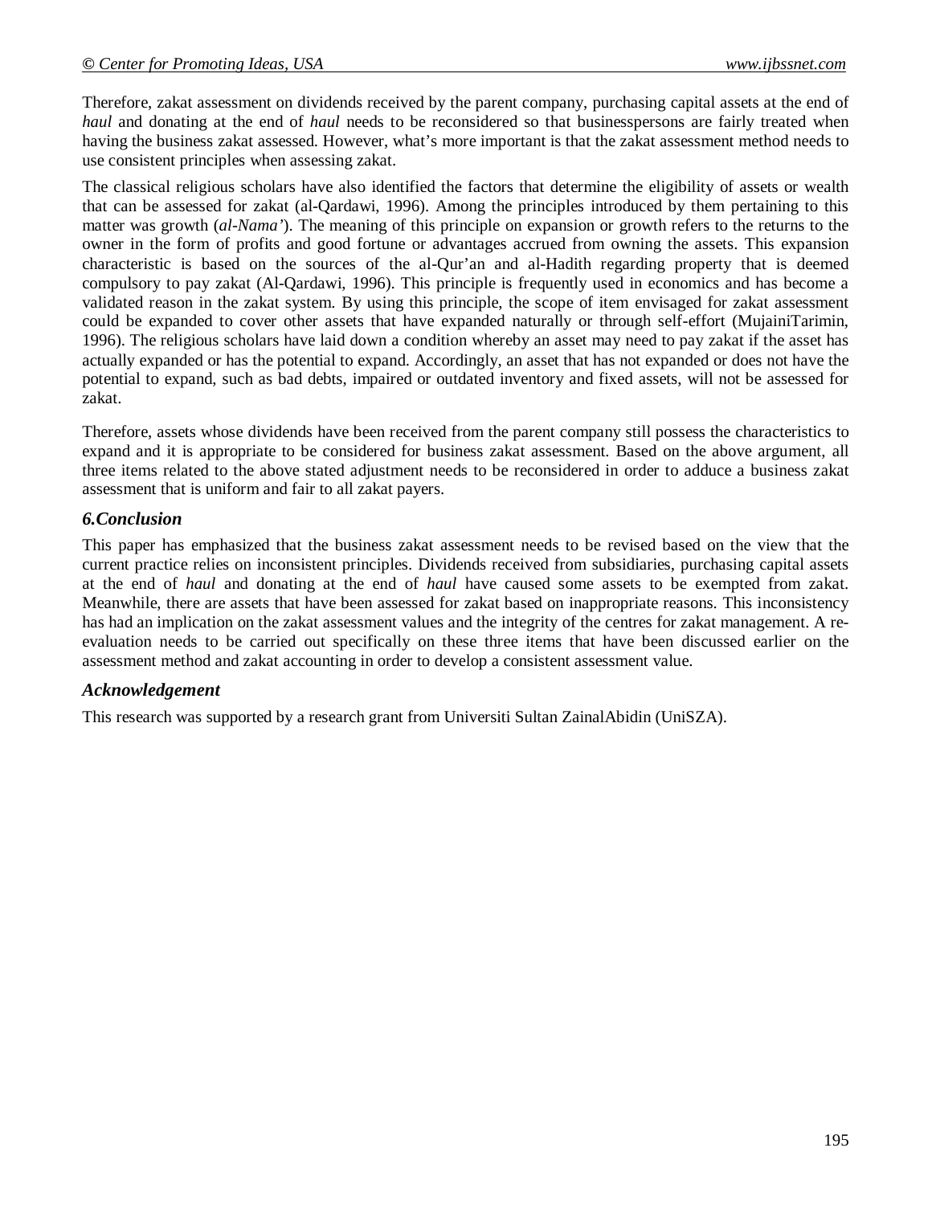Therefore, zakat assessment on dividends received by the parent company, purchasing capital assets at the end of *haul* and donating at the end of *haul* needs to be reconsidered so that businesspersons are fairly treated when having the business zakat assessed. However, what's more important is that the zakat assessment method needs to use consistent principles when assessing zakat.

The classical religious scholars have also identified the factors that determine the eligibility of assets or wealth that can be assessed for zakat (al-Qardawi, 1996). Among the principles introduced by them pertaining to this matter was growth (*al-Nama'*). The meaning of this principle on expansion or growth refers to the returns to the owner in the form of profits and good fortune or advantages accrued from owning the assets. This expansion characteristic is based on the sources of the al-Qur'an and al-Hadith regarding property that is deemed compulsory to pay zakat (Al-Qardawi, 1996). This principle is frequently used in economics and has become a validated reason in the zakat system. By using this principle, the scope of item envisaged for zakat assessment could be expanded to cover other assets that have expanded naturally or through self-effort (MujainiTarimin, 1996). The religious scholars have laid down a condition whereby an asset may need to pay zakat if the asset has actually expanded or has the potential to expand. Accordingly, an asset that has not expanded or does not have the potential to expand, such as bad debts, impaired or outdated inventory and fixed assets, will not be assessed for zakat.

Therefore, assets whose dividends have been received from the parent company still possess the characteristics to expand and it is appropriate to be considered for business zakat assessment. Based on the above argument, all three items related to the above stated adjustment needs to be reconsidered in order to adduce a business zakat assessment that is uniform and fair to all zakat payers.

## *6.Conclusion*

This paper has emphasized that the business zakat assessment needs to be revised based on the view that the current practice relies on inconsistent principles. Dividends received from subsidiaries, purchasing capital assets at the end of *haul* and donating at the end of *haul* have caused some assets to be exempted from zakat. Meanwhile, there are assets that have been assessed for zakat based on inappropriate reasons. This inconsistency has had an implication on the zakat assessment values and the integrity of the centres for zakat management. A re-evaluation needs to be carried out specifically on these three items that have been discussed earlier on the assessment method and zakat accounting in order to develop a consistent assessment value.

## *Acknowledgement*

This research was supported by a research grant from Universiti Sultan ZainalAbidin (UniSZA).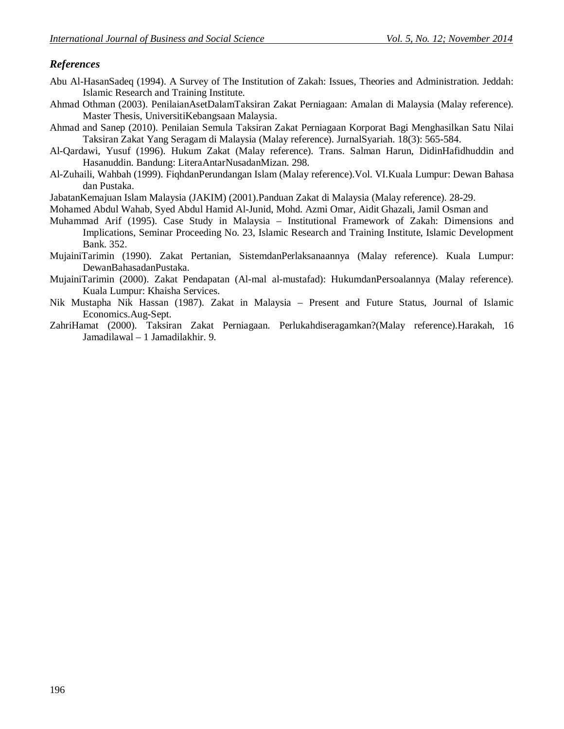### *References*

Abu Al-HasanSadeq (1994). A Survey of The Institution of Zakah: Issues, Theories and Administration. Jeddah: Islamic Research and Training Institute.

Ahmad Othman (2003). PenilaianAsetDalamTaksiran Zakat Perniagaan: Amalan di Malaysia (Malay reference). Master Thesis, UniversitiKebangsaan Malaysia.

Ahmad and Sanep (2010). Penilaian Semula Taksiran Zakat Perniagaan Korporat Bagi Menghasilkan Satu Nilai Taksiran Zakat Yang Seragam di Malaysia (Malay reference). JurnalSyariah. 18(3): 565-584.

Al-Qardawi, Yusuf (1996). Hukum Zakat (Malay reference). Trans. Salman Harun, DidinHafidhuddin and Hasanuddin. Bandung: LiteraAntarNusadanMizan. 298.

Al-Zuhaili, Wahbah (1999). FiqhdanPerundangan Islam (Malay reference).Vol. VI.Kuala Lumpur: Dewan Bahasa dan Pustaka.

JabatanKemajuan Islam Malaysia (JAKIM) (2001).Panduan Zakat di Malaysia (Malay reference). 28-29.

Mohamed Abdul Wahab, Syed Abdul Hamid Al-Junid, Mohd. Azmi Omar, Aidit Ghazali, Jamil Osman and

Muhammad Arif (1995). Case Study in Malaysia – Institutional Framework of Zakah: Dimensions and Implications, Seminar Proceeding No. 23, Islamic Research and Training Institute, Islamic Development Bank. 352.

MujainiTarimin (1990). Zakat Pertanian, SistemdanPerlaksanaannya (Malay reference). Kuala Lumpur: DewanBahasadanPustaka.

MujainiTarimin (2000). Zakat Pendapatan (Al-mal al-mustafad): HukumdanPersoalannya (Malay reference). Kuala Lumpur: Khaisha Services.

Nik Mustapha Nik Hassan (1987). Zakat in Malaysia – Present and Future Status, Journal of Islamic Economics.Aug-Sept.

ZahriHamat (2000). Taksiran Zakat Perniagaan. Perlukahdiseragamkan?(Malay reference).Harakah, 16 Jamadilawal – 1 Jamadilakhir. 9.